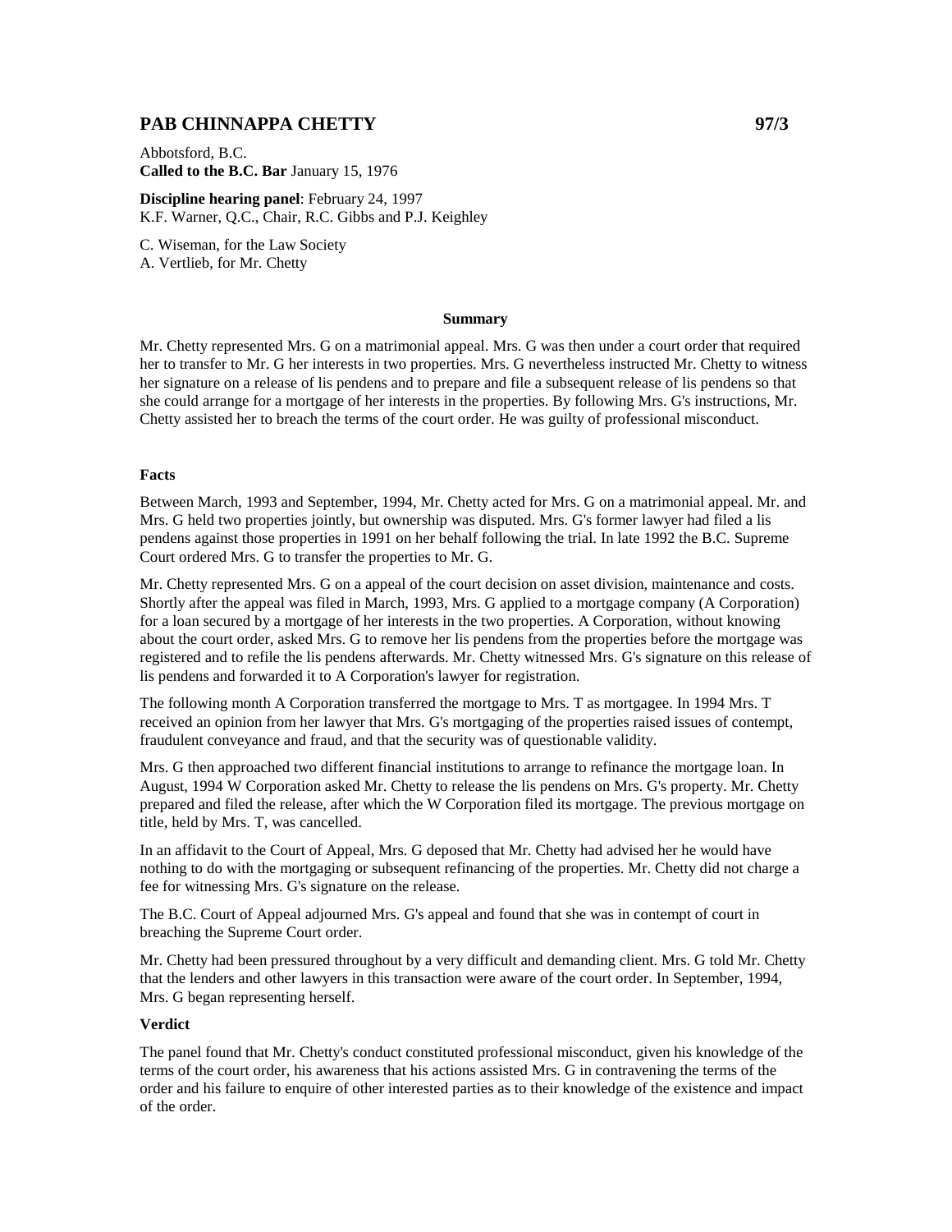## PAB CHINNAPPA CHETTY 97/3

Abbotsford, B.C.
**Called to the B.C. Bar** January 15, 1976

**Discipline hearing panel**: February 24, 1997
K.F. Warner, Q.C., Chair, R.C. Gibbs and P.J. Keighley

C. Wiseman, for the Law Society
A. Vertlieb, for Mr. Chetty

### Summary

Mr. Chetty represented Mrs. G on a matrimonial appeal. Mrs. G was then under a court order that required her to transfer to Mr. G her interests in two properties. Mrs. G nevertheless instructed Mr. Chetty to witness her signature on a release of lis pendens and to prepare and file a subsequent release of lis pendens so that she could arrange for a mortgage of her interests in the properties. By following Mrs. G's instructions, Mr. Chetty assisted her to breach the terms of the court order. He was guilty of professional misconduct.

### Facts

Between March, 1993 and September, 1994, Mr. Chetty acted for Mrs. G on a matrimonial appeal. Mr. and Mrs. G held two properties jointly, but ownership was disputed. Mrs. G's former lawyer had filed a lis pendens against those properties in 1991 on her behalf following the trial. In late 1992 the B.C. Supreme Court ordered Mrs. G to transfer the properties to Mr. G.

Mr. Chetty represented Mrs. G on a appeal of the court decision on asset division, maintenance and costs. Shortly after the appeal was filed in March, 1993, Mrs. G applied to a mortgage company (A Corporation) for a loan secured by a mortgage of her interests in the two properties. A Corporation, without knowing about the court order, asked Mrs. G to remove her lis pendens from the properties before the mortgage was registered and to refile the lis pendens afterwards. Mr. Chetty witnessed Mrs. G's signature on this release of lis pendens and forwarded it to A Corporation's lawyer for registration.

The following month A Corporation transferred the mortgage to Mrs. T as mortgagee. In 1994 Mrs. T received an opinion from her lawyer that Mrs. G's mortgaging of the properties raised issues of contempt, fraudulent conveyance and fraud, and that the security was of questionable validity.

Mrs. G then approached two different financial institutions to arrange to refinance the mortgage loan. In August, 1994 W Corporation asked Mr. Chetty to release the lis pendens on Mrs. G's property. Mr. Chetty prepared and filed the release, after which the W Corporation filed its mortgage. The previous mortgage on title, held by Mrs. T, was cancelled.

In an affidavit to the Court of Appeal, Mrs. G deposed that Mr. Chetty had advised her he would have nothing to do with the mortgaging or subsequent refinancing of the properties. Mr. Chetty did not charge a fee for witnessing Mrs. G's signature on the release.

The B.C. Court of Appeal adjourned Mrs. G's appeal and found that she was in contempt of court in breaching the Supreme Court order.

Mr. Chetty had been pressured throughout by a very difficult and demanding client. Mrs. G told Mr. Chetty that the lenders and other lawyers in this transaction were aware of the court order. In September, 1994, Mrs. G began representing herself.

### Verdict

The panel found that Mr. Chetty's conduct constituted professional misconduct, given his knowledge of the terms of the court order, his awareness that his actions assisted Mrs. G in contravening the terms of the order and his failure to enquire of other interested parties as to their knowledge of the existence and impact of the order.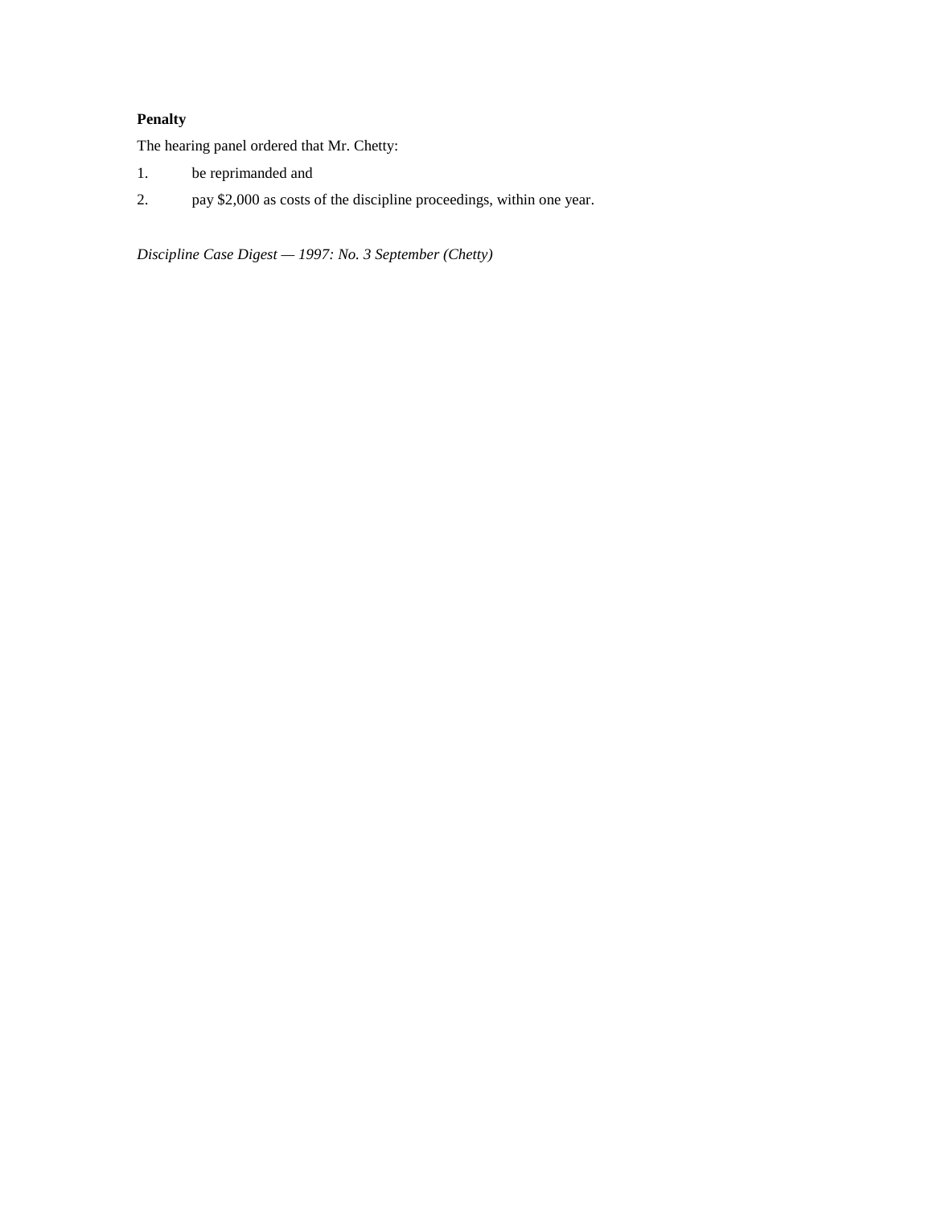**Penalty**

The hearing panel ordered that Mr. Chetty:

1. be reprimanded and
2. pay $2,000 as costs of the discipline proceedings, within one year.

*Discipline Case Digest — 1997: No. 3 September (Chetty)*